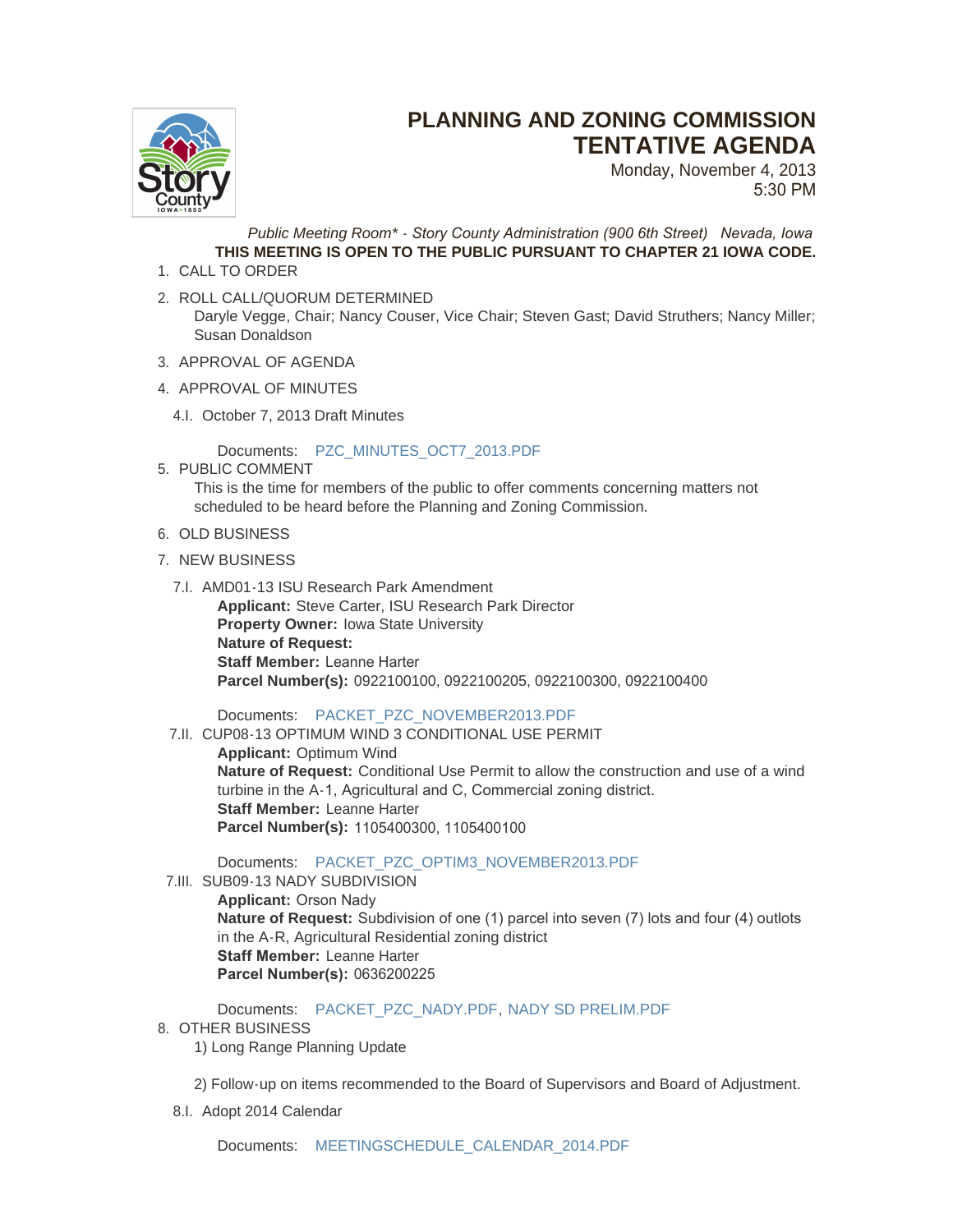# PLANNING AND ZONING COMMISSION TENTATIVE AGENDA

Monday, November 4, 2013
5:30 PM

*Public Meeting Room\* - Story County Administration (900 6th Street)   Nevada, Iowa*

**THIS MEETING IS OPEN TO THE PUBLIC PURSUANT TO CHAPTER 21 IOWA CODE.**

1. CALL TO ORDER
2. ROLL CALL/QUORUM DETERMINED
   Daryle Vegge, Chair; Nancy Couser, Vice Chair; Steven Gast; David Struthers; Nancy Miller; Susan Donaldson
3. APPROVAL OF AGENDA
4. APPROVAL OF MINUTES

   4.I. October 7, 2013 Draft Minutes

   Documents: PZC_MINUTES_OCT7_2013.PDF
5. PUBLIC COMMENT
   This is the time for members of the public to offer comments concerning matters not scheduled to be heard before the Planning and Zoning Commission.
6. OLD BUSINESS
7. NEW BUSINESS

   7.I. AMD01-13 ISU Research Park Amendment
   **Applicant:** Steve Carter, ISU Research Park Director
   **Property Owner:** Iowa State University
   **Nature of Request:**
   **Staff Member:** Leanne Harter
   **Parcel Number(s):** 0922100100, 0922100205, 0922100300, 0922100400

   Documents: PACKET_PZC_NOVEMBER2013.PDF

   7.II. CUP08-13 OPTIMUM WIND 3 CONDITIONAL USE PERMIT
   **Applicant:** Optimum Wind
   **Nature of Request:** Conditional Use Permit to allow the construction and use of a wind turbine in the A-1, Agricultural and C, Commercial zoning district.
   **Staff Member:** Leanne Harter
   **Parcel Number(s):** 1105400300, 1105400100

   Documents: PACKET_PZC_OPTIM3_NOVEMBER2013.PDF

   7.III. SUB09-13 NADY SUBDIVISION
   **Applicant:** Orson Nady
   **Nature of Request:** Subdivision of one (1) parcel into seven (7) lots and four (4) outlots in the A-R, Agricultural Residential zoning district
   **Staff Member:** Leanne Harter
   **Parcel Number(s):** 0636200225

   Documents: PACKET_PZC_NADY.PDF, NADY SD PRELIM.PDF
8. OTHER BUSINESS
   1) Long Range Planning Update

   2) Follow-up on items recommended to the Board of Supervisors and Board of Adjustment.

   8.I. Adopt 2014 Calendar

   Documents: MEETINGSCHEDULE_CALENDAR_2014.PDF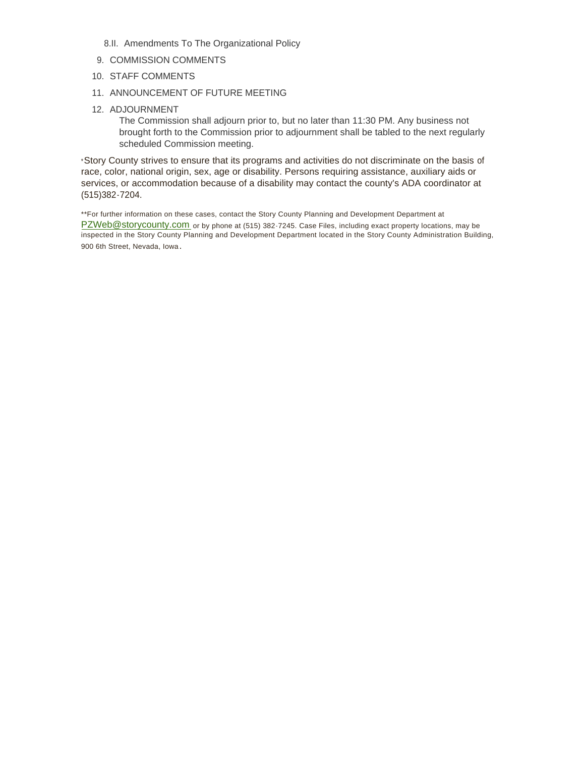8.II. Amendments To The Organizational Policy

9. COMMISSION COMMENTS

10. STAFF COMMENTS

11. ANNOUNCEMENT OF FUTURE MEETING

12. ADJOURNMENT

    The Commission shall adjourn prior to, but no later than 11:30 PM. Any business not brought forth to the Commission prior to adjournment shall be tabled to the next regularly scheduled Commission meeting.

*Story County strives to ensure that its programs and activities do not discriminate on the basis of race, color, national origin, sex, age or disability. Persons requiring assistance, auxiliary aids or services, or accommodation because of a disability may contact the county's ADA coordinator at (515)382-7204.

**For further information on these cases, contact the Story County Planning and Development Department at PZWeb@storycounty.com or by phone at (515) 382-7245. Case Files, including exact property locations, may be inspected in the Story County Planning and Development Department located in the Story County Administration Building, 900 6th Street, Nevada, Iowa.